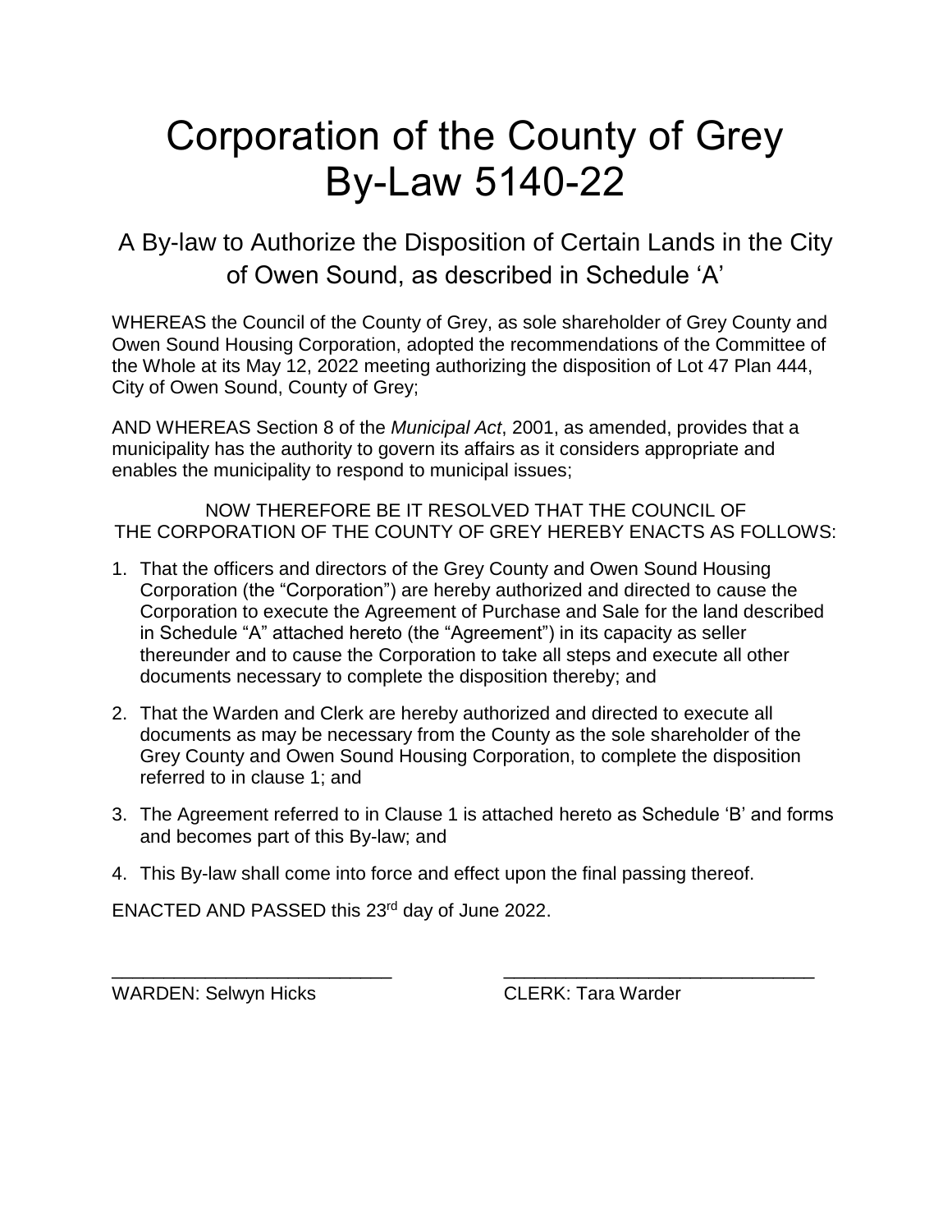# Corporation of the County of Grey By-Law 5140-22

## A By-law to Authorize the Disposition of Certain Lands in the City of Owen Sound, as described in Schedule 'A'

WHEREAS the Council of the County of Grey, as sole shareholder of Grey County and Owen Sound Housing Corporation, adopted the recommendations of the Committee of the Whole at its May 12, 2022 meeting authorizing the disposition of Lot 47 Plan 444, City of Owen Sound, County of Grey;

AND WHEREAS Section 8 of the *Municipal Act*, 2001, as amended, provides that a municipality has the authority to govern its affairs as it considers appropriate and enables the municipality to respond to municipal issues;

NOW THEREFORE BE IT RESOLVED THAT THE COUNCIL OF THE CORPORATION OF THE COUNTY OF GREY HEREBY ENACTS AS FOLLOWS:

1. That the officers and directors of the Grey County and Owen Sound Housing Corporation (the "Corporation") are hereby authorized and directed to cause the Corporation to execute the Agreement of Purchase and Sale for the land described in Schedule "A" attached hereto (the "Agreement") in its capacity as seller thereunder and to cause the Corporation to take all steps and execute all other documents necessary to complete the disposition thereby; and
2. That the Warden and Clerk are hereby authorized and directed to execute all documents as may be necessary from the County as the sole shareholder of the Grey County and Owen Sound Housing Corporation, to complete the disposition referred to in clause 1; and
3. The Agreement referred to in Clause 1 is attached hereto as Schedule 'B' and forms and becomes part of this By-law; and
4. This By-law shall come into force and effect upon the final passing thereof.

ENACTED AND PASSED this 23rd day of June 2022.

___________________________ WARDEN: Selwyn Hicks

______________________________ CLERK: Tara Warder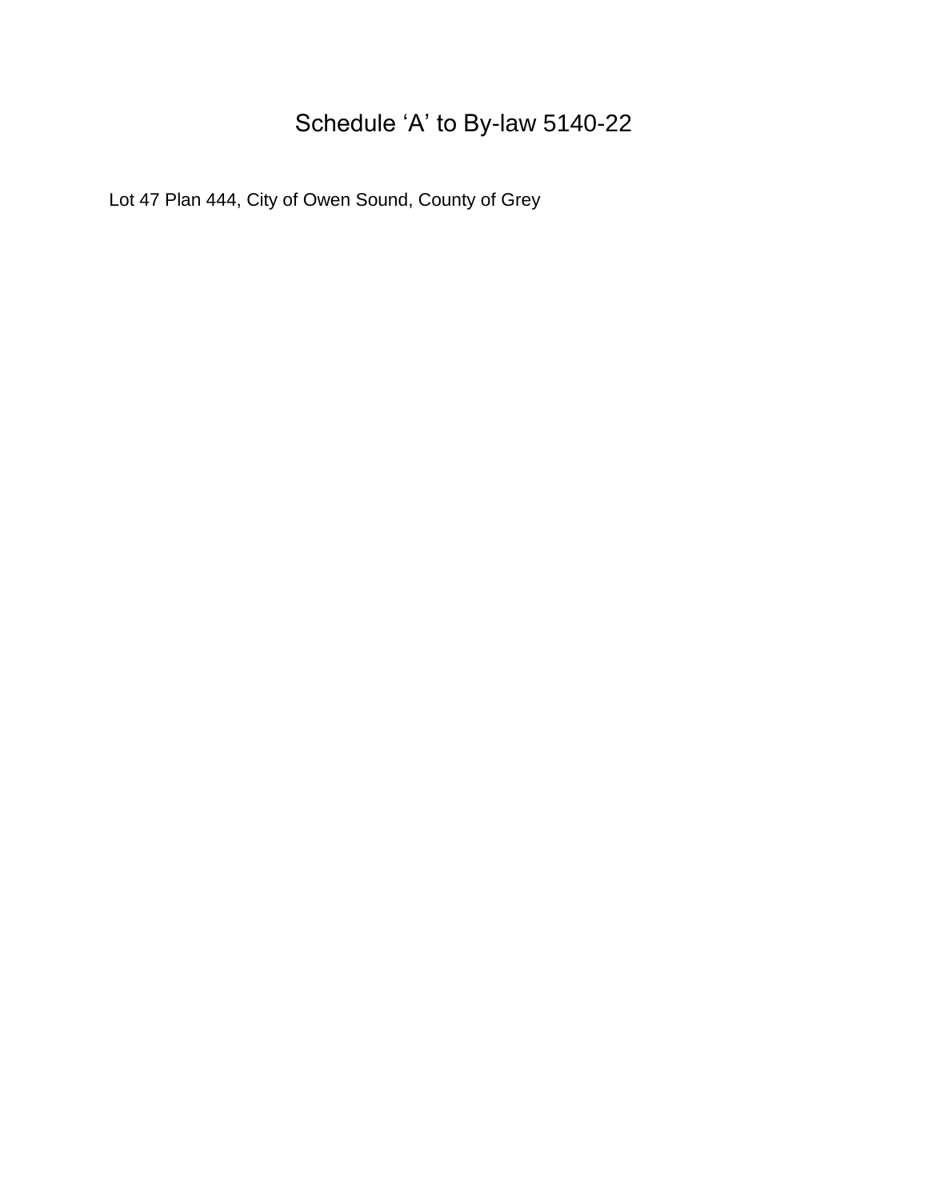# Schedule 'A' to By-law 5140-22

Lot 47 Plan 444, City of Owen Sound, County of Grey